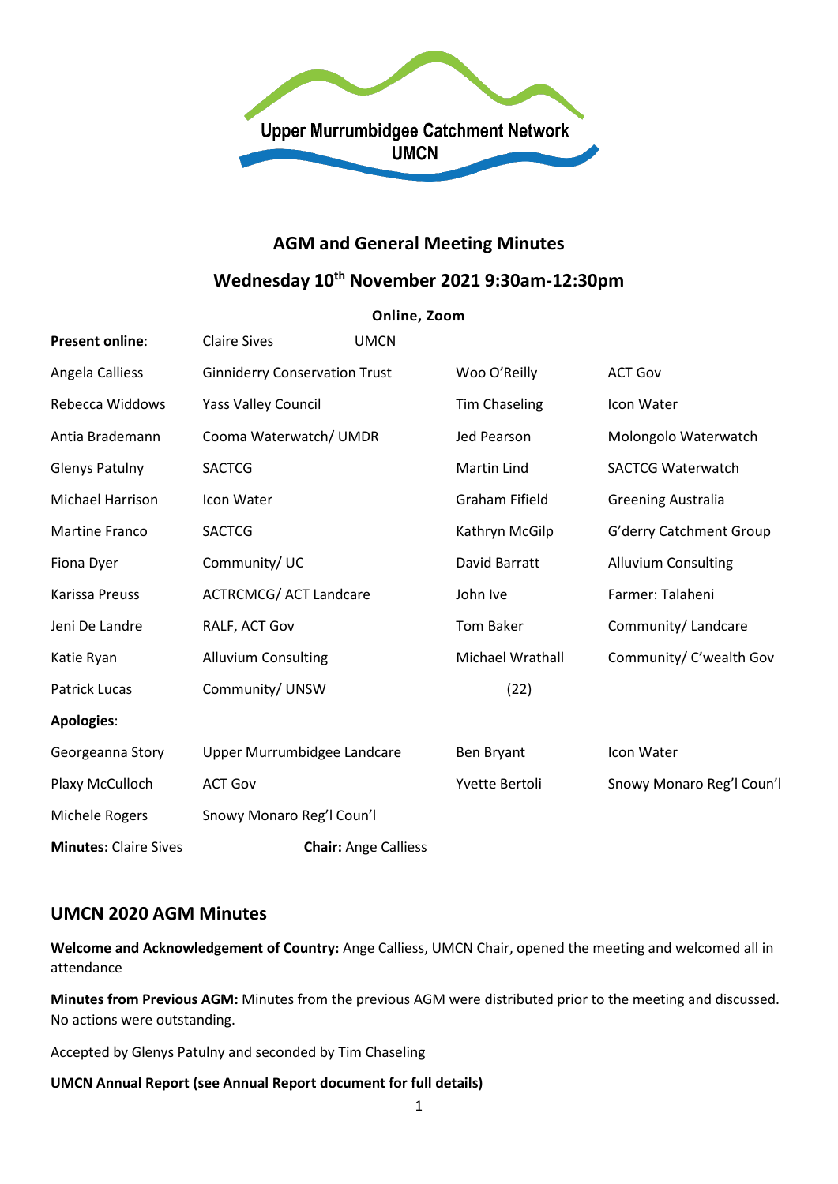Upper Murrumbidgee Catchment Network
UMCN

# AGM and General Meeting Minutes

## Wednesday 10th November 2021 9:30am-12:30pm

**Online, Zoom**

| **Present online**: | Claire Sives UMCN | | |
|---|---|---|---|
| Angela Calliess | Ginninderry Conservation Trust | Woo O'Reilly | ACT Gov |
| Rebecca Widdows | Yass Valley Council | Tim Chaseling | Icon Water |
| Antia Brademann | Cooma Waterwatch/ UMDR | Jed Pearson | Molongolo Waterwatch |
| Glenys Patulny | SACTCG | Martin Lind | SACTCG Waterwatch |
| Michael Harrison | Icon Water | Graham Fifield | Greening Australia |
| Martine Franco | SACTCG | Kathryn McGilp | G'derry Catchment Group |
| Fiona Dyer | Community/ UC | David Barratt | Alluvium Consulting |
| Karissa Preuss | ACTRCMCG/ ACT Landcare | John Ive | Farmer: Talaheni |
| Jeni De Landre | RALF, ACT Gov | Tom Baker | Community/ Landcare |
| Katie Ryan | Alluvium Consulting | Michael Wrathall | Community/ C'wealth Gov |
| Patrick Lucas | Community/ UNSW | (22) | |
| **Apologies**: | | | |
| Georgeanna Story | Upper Murrumbidgee Landcare | Ben Bryant | Icon Water |
| Plaxy McCulloch | ACT Gov | Yvette Bertoli | Snowy Monaro Reg'l Coun'l |
| Michele Rogers | Snowy Monaro Reg'l Coun'l | | |

**Minutes:** Claire Sives **Chair:** Ange Calliess

## UMCN 2020 AGM Minutes

**Welcome and Acknowledgement of Country:** Ange Calliess, UMCN Chair, opened the meeting and welcomed all in attendance

**Minutes from Previous AGM:** Minutes from the previous AGM were distributed prior to the meeting and discussed. No actions were outstanding.

Accepted by Glenys Patulny and seconded by Tim Chaseling

**UMCN Annual Report (see Annual Report document for full details)**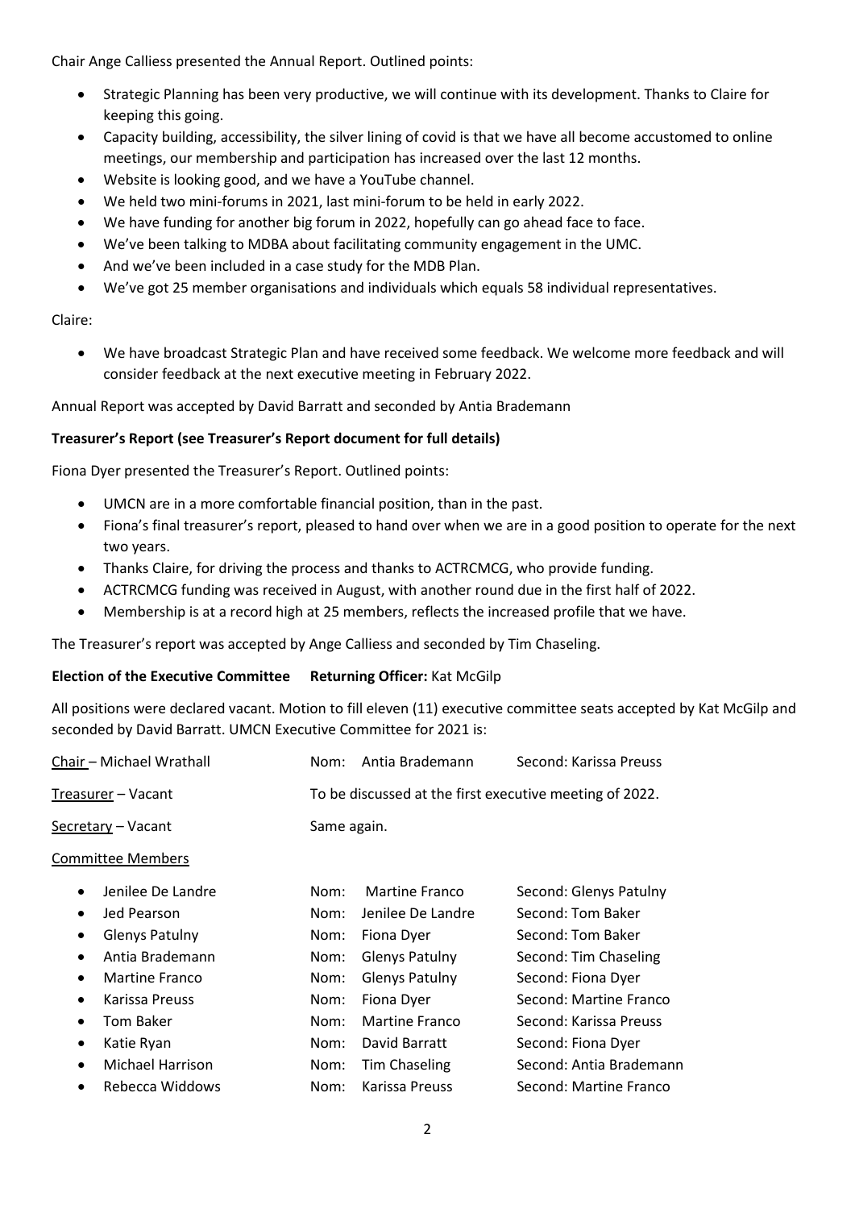Chair Ange Calliess presented the Annual Report. Outlined points:

- Strategic Planning has been very productive, we will continue with its development. Thanks to Claire for keeping this going.
- Capacity building, accessibility, the silver lining of covid is that we have all become accustomed to online meetings, our membership and participation has increased over the last 12 months.
- Website is looking good, and we have a YouTube channel.
- We held two mini-forums in 2021, last mini-forum to be held in early 2022.
- We have funding for another big forum in 2022, hopefully can go ahead face to face.
- We've been talking to MDBA about facilitating community engagement in the UMC.
- And we've been included in a case study for the MDB Plan.
- We've got 25 member organisations and individuals which equals 58 individual representatives.

Claire:

- We have broadcast Strategic Plan and have received some feedback. We welcome more feedback and will consider feedback at the next executive meeting in February 2022.

Annual Report was accepted by David Barratt and seconded by Antia Brademann

**Treasurer's Report (see Treasurer's Report document for full details)**

Fiona Dyer presented the Treasurer's Report. Outlined points:

- UMCN are in a more comfortable financial position, than in the past.
- Fiona's final treasurer's report, pleased to hand over when we are in a good position to operate for the next two years.
- Thanks Claire, for driving the process and thanks to ACTRCMCG, who provide funding.
- ACTRCMCG funding was received in August, with another round due in the first half of 2022.
- Membership is at a record high at 25 members, reflects the increased profile that we have.

The Treasurer's report was accepted by Ange Calliess and seconded by Tim Chaseling.

**Election of the Executive Committee** **Returning Officer:** Kat McGilp

All positions were declared vacant. Motion to fill eleven (11) executive committee seats accepted by Kat McGilp and seconded by David Barratt. UMCN Executive Committee for 2021 is:

Chair – Michael Wrathall — Nom: Antia Brademann — Second: Karissa Preuss

Treasurer – Vacant — To be discussed at the first executive meeting of 2022.

Secretary – Vacant — Same again.

Committee Members

- Jenilee De Landre — Nom: Martine Franco — Second: Glenys Patulny
- Jed Pearson — Nom: Jenilee De Landre — Second: Tom Baker
- Glenys Patulny — Nom: Fiona Dyer — Second: Tom Baker
- Antia Brademann — Nom: Glenys Patulny — Second: Tim Chaseling
- Martine Franco — Nom: Glenys Patulny — Second: Fiona Dyer
- Karissa Preuss — Nom: Fiona Dyer — Second: Martine Franco
- Tom Baker — Nom: Martine Franco — Second: Karissa Preuss
- Katie Ryan — Nom: David Barratt — Second: Fiona Dyer
- Michael Harrison — Nom: Tim Chaseling — Second: Antia Brademann
- Rebecca Widdows — Nom: Karissa Preuss — Second: Martine Franco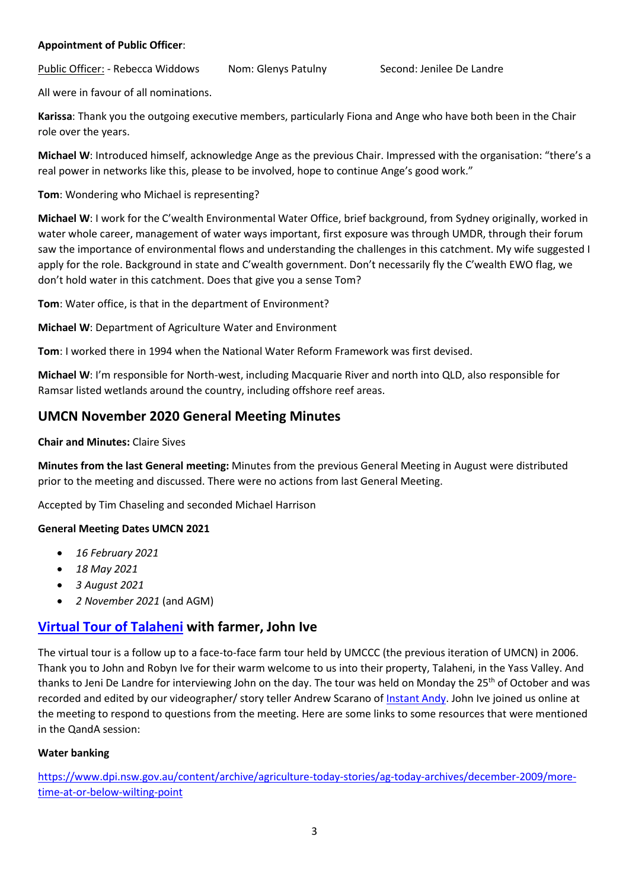**Appointment of Public Officer**:

Public Officer: - Rebecca Widdows Nom: Glenys Patulny Second: Jenilee De Landre

All were in favour of all nominations.

**Karissa**: Thank you the outgoing executive members, particularly Fiona and Ange who have both been in the Chair role over the years.

**Michael W**: Introduced himself, acknowledge Ange as the previous Chair. Impressed with the organisation: "there's a real power in networks like this, please to be involved, hope to continue Ange's good work."

**Tom**: Wondering who Michael is representing?

**Michael W**: I work for the C'wealth Environmental Water Office, brief background, from Sydney originally, worked in water whole career, management of water ways important, first exposure was through UMDR, through their forum saw the importance of environmental flows and understanding the challenges in this catchment. My wife suggested I apply for the role. Background in state and C'wealth government. Don't necessarily fly the C'wealth EWO flag, we don't hold water in this catchment. Does that give you a sense Tom?

**Tom**: Water office, is that in the department of Environment?

**Michael W**: Department of Agriculture Water and Environment

**Tom**: I worked there in 1994 when the National Water Reform Framework was first devised.

**Michael W**: I'm responsible for North-west, including Macquarie River and north into QLD, also responsible for Ramsar listed wetlands around the country, including offshore reef areas.

## UMCN November 2020 General Meeting Minutes

**Chair and Minutes:** Claire Sives

**Minutes from the last General meeting:** Minutes from the previous General Meeting in August were distributed prior to the meeting and discussed. There were no actions from last General Meeting.

Accepted by Tim Chaseling and seconded Michael Harrison

**General Meeting Dates UMCN 2021**

- *16 February 2021*
- *18 May 2021*
- *3 August 2021*
- *2 November 2021* (and AGM)

## Virtual Tour of Talaheni with farmer, John Ive

The virtual tour is a follow up to a face-to-face farm tour held by UMCCC (the previous iteration of UMCN) in 2006. Thank you to John and Robyn Ive for their warm welcome to us into their property, Talaheni, in the Yass Valley. And thanks to Jeni De Landre for interviewing John on the day. The tour was held on Monday the 25th of October and was recorded and edited by our videographer/ story teller Andrew Scarano of Instant Andy. John Ive joined us online at the meeting to respond to questions from the meeting. Here are some links to some resources that were mentioned in the QandA session:

**Water banking**

https://www.dpi.nsw.gov.au/content/archive/agriculture-today-stories/ag-today-archives/december-2009/more-time-at-or-below-wilting-point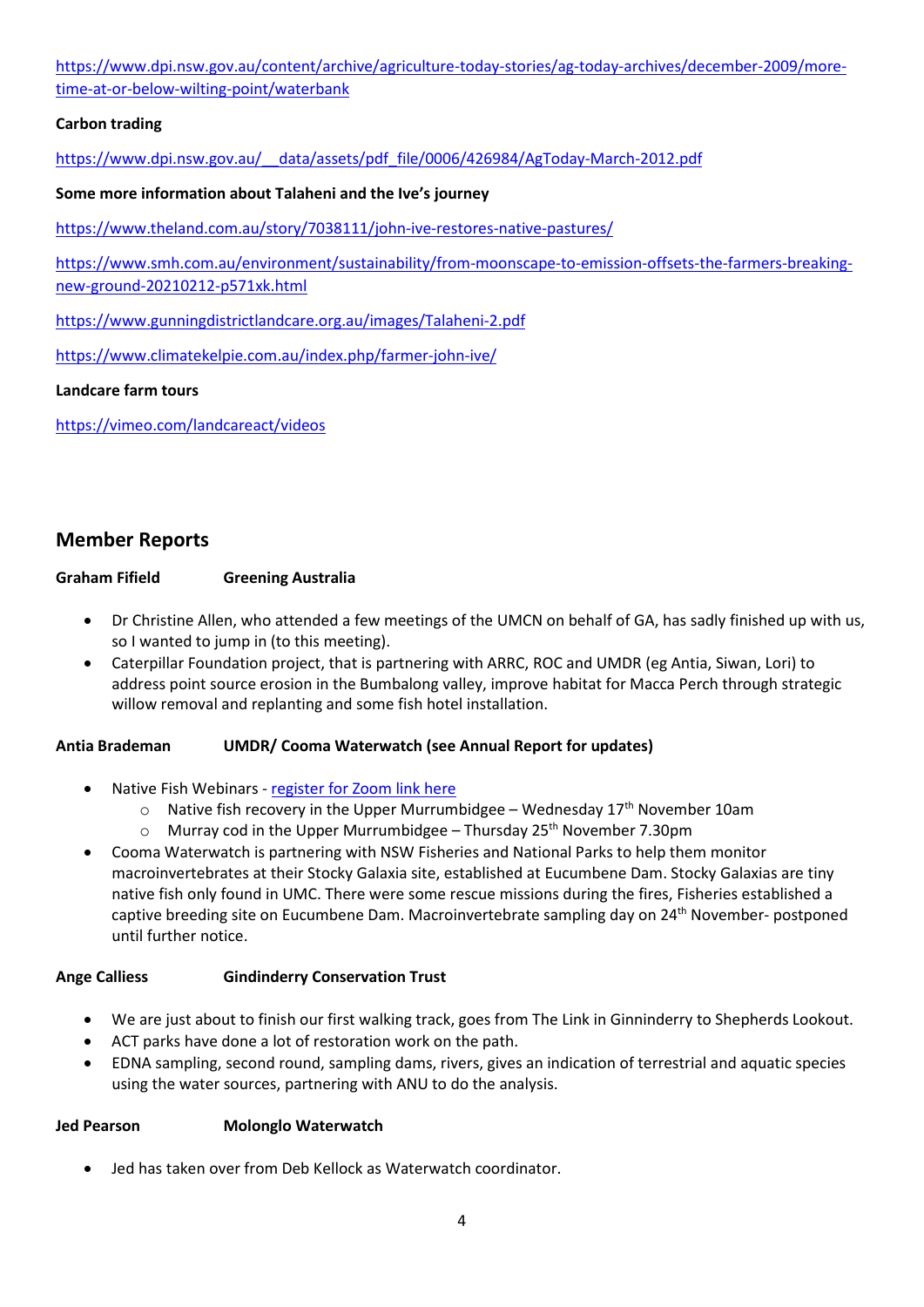https://www.dpi.nsw.gov.au/content/archive/agriculture-today-stories/ag-today-archives/december-2009/more-time-at-or-below-wilting-point/waterbank

**Carbon trading**

https://www.dpi.nsw.gov.au/__data/assets/pdf_file/0006/426984/AgToday-March-2012.pdf

**Some more information about Talaheni and the Ive's journey**

https://www.theland.com.au/story/7038111/john-ive-restores-native-pastures/

https://www.smh.com.au/environment/sustainability/from-moonscape-to-emission-offsets-the-farmers-breaking-new-ground-20210212-p571xk.html

https://www.gunningdistrictlandcare.org.au/images/Talaheni-2.pdf

https://www.climatekelpie.com.au/index.php/farmer-john-ive/

**Landcare farm tours**

https://vimeo.com/landcareact/videos

## Member Reports

**Graham Fifield Greening Australia**

- Dr Christine Allen, who attended a few meetings of the UMCN on behalf of GA, has sadly finished up with us, so I wanted to jump in (to this meeting).
- Caterpillar Foundation project, that is partnering with ARRC, ROC and UMDR (eg Antia, Siwan, Lori) to address point source erosion in the Bumbalong valley, improve habitat for Macca Perch through strategic willow removal and replanting and some fish hotel installation.

**Antia Brademan UMDR/ Cooma Waterwatch (see Annual Report for updates)**

- Native Fish Webinars - register for Zoom link here
  - Native fish recovery in the Upper Murrumbidgee – Wednesday 17th November 10am
  - Murray cod in the Upper Murrumbidgee – Thursday 25th November 7.30pm
- Cooma Waterwatch is partnering with NSW Fisheries and National Parks to help them monitor macroinvertebrates at their Stocky Galaxia site, established at Eucumbene Dam. Stocky Galaxias are tiny native fish only found in UMC. There were some rescue missions during the fires, Fisheries established a captive breeding site on Eucumbene Dam. Macroinvertebrate sampling day on 24th November- postponed until further notice.

**Ange Calliess Gindinderry Conservation Trust**

- We are just about to finish our first walking track, goes from The Link in Ginninderry to Shepherds Lookout.
- ACT parks have done a lot of restoration work on the path.
- EDNA sampling, second round, sampling dams, rivers, gives an indication of terrestrial and aquatic species using the water sources, partnering with ANU to do the analysis.

**Jed Pearson Molonglo Waterwatch**

- Jed has taken over from Deb Kellock as Waterwatch coordinator.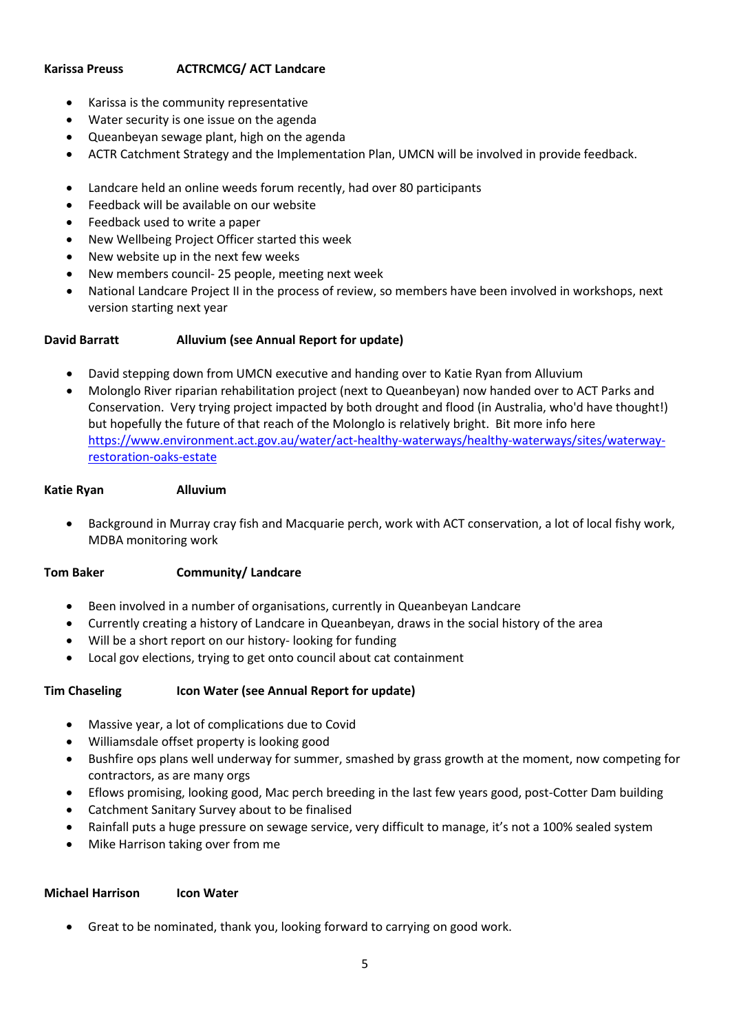**Karissa Preuss ACTRCMCG/ ACT Landcare**

- Karissa is the community representative
- Water security is one issue on the agenda
- Queanbeyan sewage plant, high on the agenda
- ACTR Catchment Strategy and the Implementation Plan, UMCN will be involved in provide feedback.

- Landcare held an online weeds forum recently, had over 80 participants
- Feedback will be available on our website
- Feedback used to write a paper
- New Wellbeing Project Officer started this week
- New website up in the next few weeks
- New members council- 25 people, meeting next week
- National Landcare Project II in the process of review, so members have been involved in workshops, next version starting next year

**David Barratt Alluvium (see Annual Report for update)**

- David stepping down from UMCN executive and handing over to Katie Ryan from Alluvium
- Molonglo River riparian rehabilitation project (next to Queanbeyan) now handed over to ACT Parks and Conservation. Very trying project impacted by both drought and flood (in Australia, who'd have thought!) but hopefully the future of that reach of the Molonglo is relatively bright. Bit more info here https://www.environment.act.gov.au/water/act-healthy-waterways/healthy-waterways/sites/waterway-restoration-oaks-estate

**Katie Ryan Alluvium**

- Background in Murray cray fish and Macquarie perch, work with ACT conservation, a lot of local fishy work, MDBA monitoring work

**Tom Baker Community/ Landcare**

- Been involved in a number of organisations, currently in Queanbeyan Landcare
- Currently creating a history of Landcare in Queanbeyan, draws in the social history of the area
- Will be a short report on our history- looking for funding
- Local gov elections, trying to get onto council about cat containment

**Tim Chaseling Icon Water (see Annual Report for update)**

- Massive year, a lot of complications due to Covid
- Williamsdale offset property is looking good
- Bushfire ops plans well underway for summer, smashed by grass growth at the moment, now competing for contractors, as are many orgs
- Eflows promising, looking good, Mac perch breeding in the last few years good, post-Cotter Dam building
- Catchment Sanitary Survey about to be finalised
- Rainfall puts a huge pressure on sewage service, very difficult to manage, it's not a 100% sealed system
- Mike Harrison taking over from me

**Michael Harrison Icon Water**

- Great to be nominated, thank you, looking forward to carrying on good work.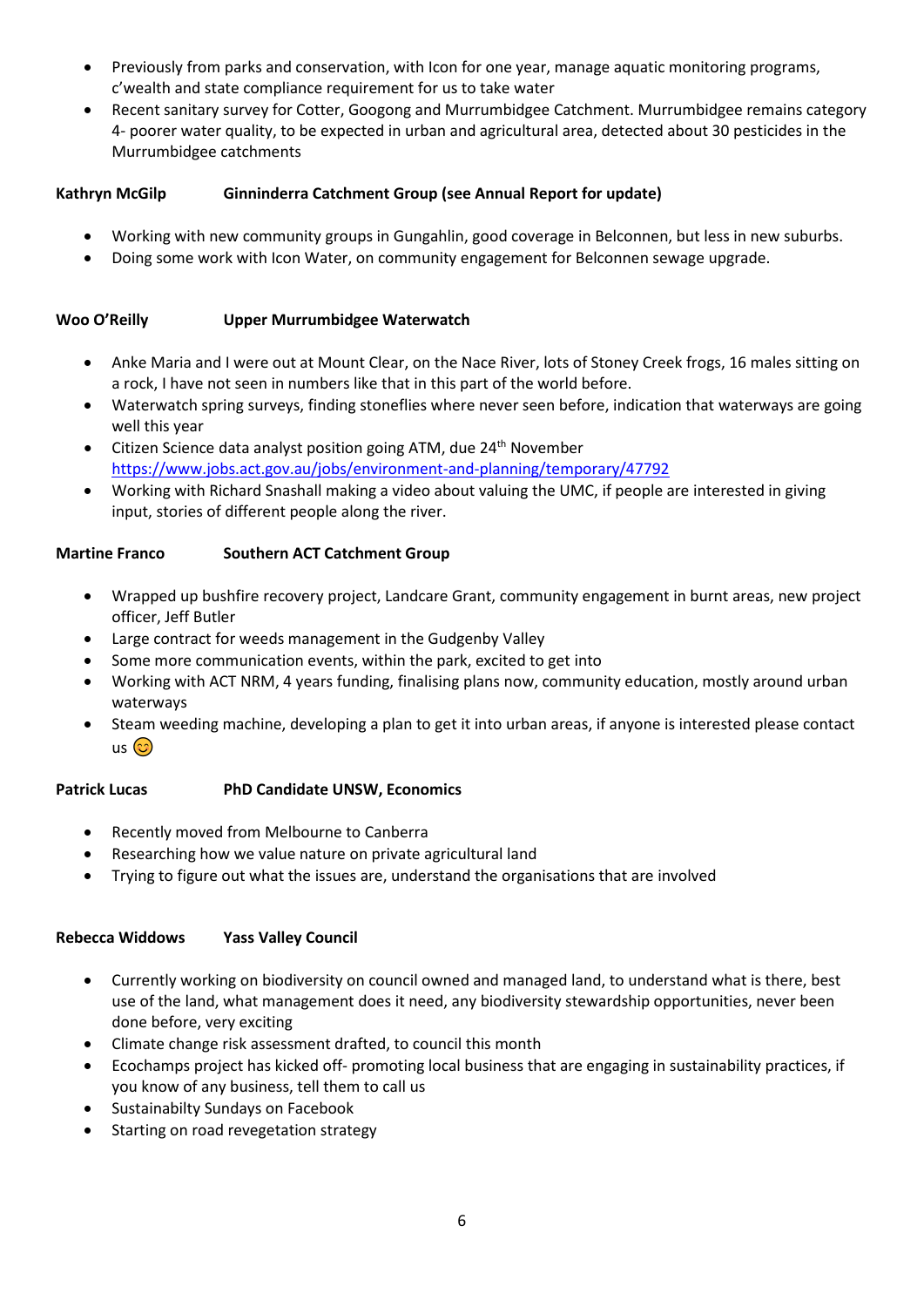- Previously from parks and conservation, with Icon for one year, manage aquatic monitoring programs, c'wealth and state compliance requirement for us to take water
- Recent sanitary survey for Cotter, Googong and Murrumbidgee Catchment. Murrumbidgee remains category 4- poorer water quality, to be expected in urban and agricultural area, detected about 30 pesticides in the Murrumbidgee catchments

**Kathryn McGilp** **Ginninderra Catchment Group (see Annual Report for update)**

- Working with new community groups in Gungahlin, good coverage in Belconnen, but less in new suburbs.
- Doing some work with Icon Water, on community engagement for Belconnen sewage upgrade.

**Woo O'Reilly** **Upper Murrumbidgee Waterwatch**

- Anke Maria and I were out at Mount Clear, on the Nace River, lots of Stoney Creek frogs, 16 males sitting on a rock, I have not seen in numbers like that in this part of the world before.
- Waterwatch spring surveys, finding stoneflies where never seen before, indication that waterways are going well this year
- Citizen Science data analyst position going ATM, due 24th November https://www.jobs.act.gov.au/jobs/environment-and-planning/temporary/47792
- Working with Richard Snashall making a video about valuing the UMC, if people are interested in giving input, stories of different people along the river.

**Martine Franco** **Southern ACT Catchment Group**

- Wrapped up bushfire recovery project, Landcare Grant, community engagement in burnt areas, new project officer, Jeff Butler
- Large contract for weeds management in the Gudgenby Valley
- Some more communication events, within the park, excited to get into
- Working with ACT NRM, 4 years funding, finalising plans now, community education, mostly around urban waterways
- Steam weeding machine, developing a plan to get it into urban areas, if anyone is interested please contact us 😊

**Patrick Lucas** **PhD Candidate UNSW, Economics**

- Recently moved from Melbourne to Canberra
- Researching how we value nature on private agricultural land
- Trying to figure out what the issues are, understand the organisations that are involved

**Rebecca Widdows** **Yass Valley Council**

- Currently working on biodiversity on council owned and managed land, to understand what is there, best use of the land, what management does it need, any biodiversity stewardship opportunities, never been done before, very exciting
- Climate change risk assessment drafted, to council this month
- Ecochamps project has kicked off- promoting local business that are engaging in sustainability practices, if you know of any business, tell them to call us
- Sustainabilty Sundays on Facebook
- Starting on road revegetation strategy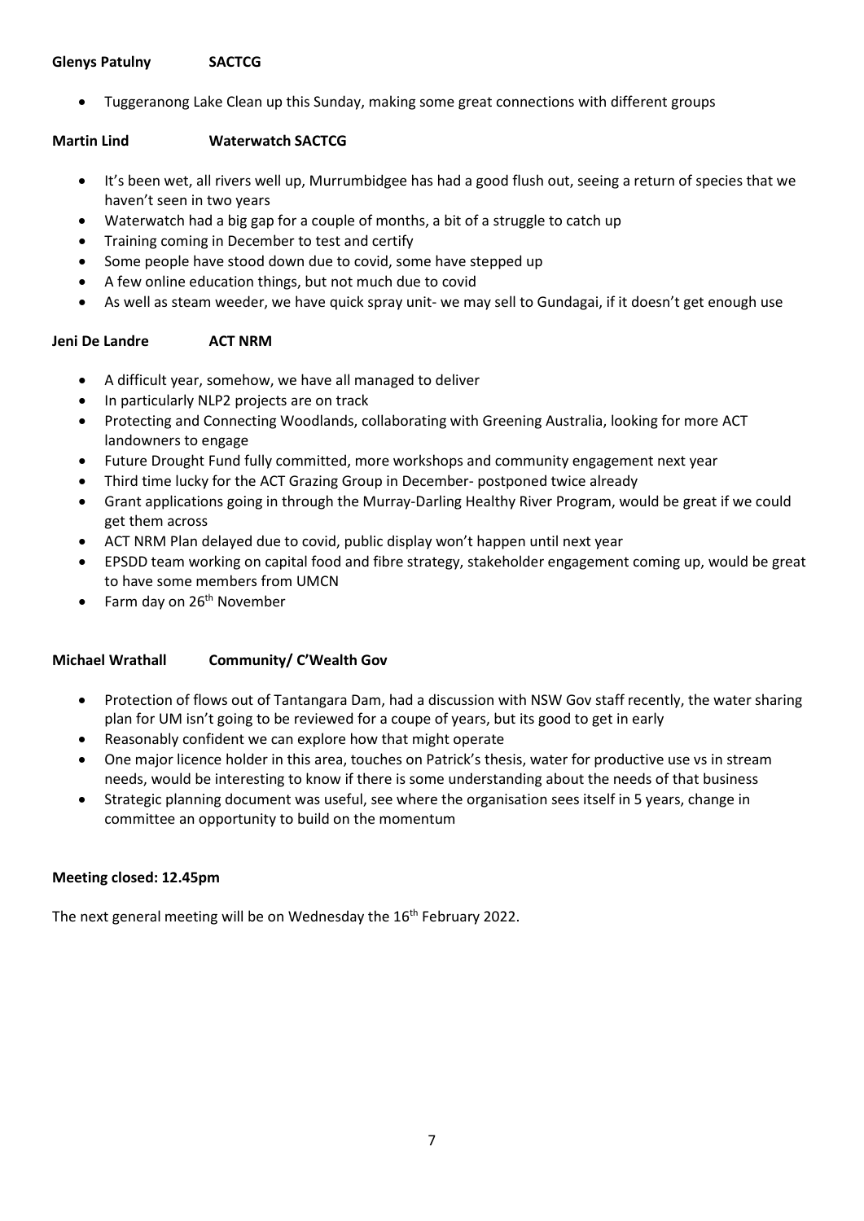**Glenys Patulny SACTCG**

- Tuggeranong Lake Clean up this Sunday, making some great connections with different groups

**Martin Lind Waterwatch SACTCG**

- It's been wet, all rivers well up, Murrumbidgee has had a good flush out, seeing a return of species that we haven't seen in two years
- Waterwatch had a big gap for a couple of months, a bit of a struggle to catch up
- Training coming in December to test and certify
- Some people have stood down due to covid, some have stepped up
- A few online education things, but not much due to covid
- As well as steam weeder, we have quick spray unit- we may sell to Gundagai, if it doesn't get enough use

**Jeni De Landre ACT NRM**

- A difficult year, somehow, we have all managed to deliver
- In particularly NLP2 projects are on track
- Protecting and Connecting Woodlands, collaborating with Greening Australia, looking for more ACT landowners to engage
- Future Drought Fund fully committed, more workshops and community engagement next year
- Third time lucky for the ACT Grazing Group in December- postponed twice already
- Grant applications going in through the Murray-Darling Healthy River Program, would be great if we could get them across
- ACT NRM Plan delayed due to covid, public display won't happen until next year
- EPSDD team working on capital food and fibre strategy, stakeholder engagement coming up, would be great to have some members from UMCN
- Farm day on 26th November

**Michael Wrathall Community/ C'Wealth Gov**

- Protection of flows out of Tantangara Dam, had a discussion with NSW Gov staff recently, the water sharing plan for UM isn't going to be reviewed for a coupe of years, but its good to get in early
- Reasonably confident we can explore how that might operate
- One major licence holder in this area, touches on Patrick's thesis, water for productive use vs in stream needs, would be interesting to know if there is some understanding about the needs of that business
- Strategic planning document was useful, see where the organisation sees itself in 5 years, change in committee an opportunity to build on the momentum

**Meeting closed: 12.45pm**

The next general meeting will be on Wednesday the 16th February 2022.